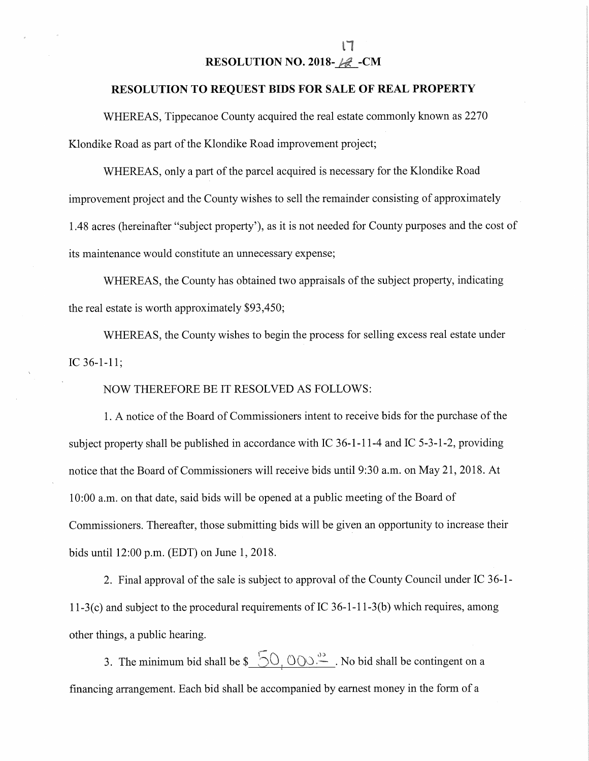# RESOLUTION NO. 2018-17-CM

## RESOLUTION TO REQUEST BIDS FOR SALE OF REAL PROPERTY

WHEREAS, Tippecanoe County acquired the real estate commonly known as 2270 Klondike Road as part of the Klondike Road improvement project;

WHEREAS, only a part of the parcel acquired is necessary for the Klondike Road improvement project and the County wishes to sell the remainder consisting of approximately 1.48 acres (hereinafter "subject property'), as it is not needed for County purposes and the cost of its maintenance would constitute an unnecessary expense;

WHEREAS, the County has obtained two appraisals of the subject property, indicating the real estate is worth approximately $93,450;

WHEREAS, the County wishes to begin the process for selling excess real estate under IC 36-1-11;

NOW THEREFORE BE IT RESOLVED AS FOLLOWS:

1. A notice of the Board of Commissioners intent to receive bids for the purchase of the subject property shall be published in accordance with IC 36-1-11-4 and IC 5-3-1-2, providing notice that the Board of Commissioners will receive bids until 9:30 a.m. on May 21, 2018. At 10:00 a.m. on that date, said bids will be opened at a public meeting of the Board of Commissioners. Thereafter, those submitting bids will be given an opportunity to increase their bids until 12:00 p.m. (EDT) on June 1, 2018.

2. Final approval of the sale is subject to approval of the County Council under IC 36-1-11-3(c) and subject to the procedural requirements of IC 36-1-11-3(b) which requires, among other things, a public hearing.

3. The minimum bid shall be $ 50,000.00 . No bid shall be contingent on a financing arrangement. Each bid shall be accompanied by earnest money in the form of a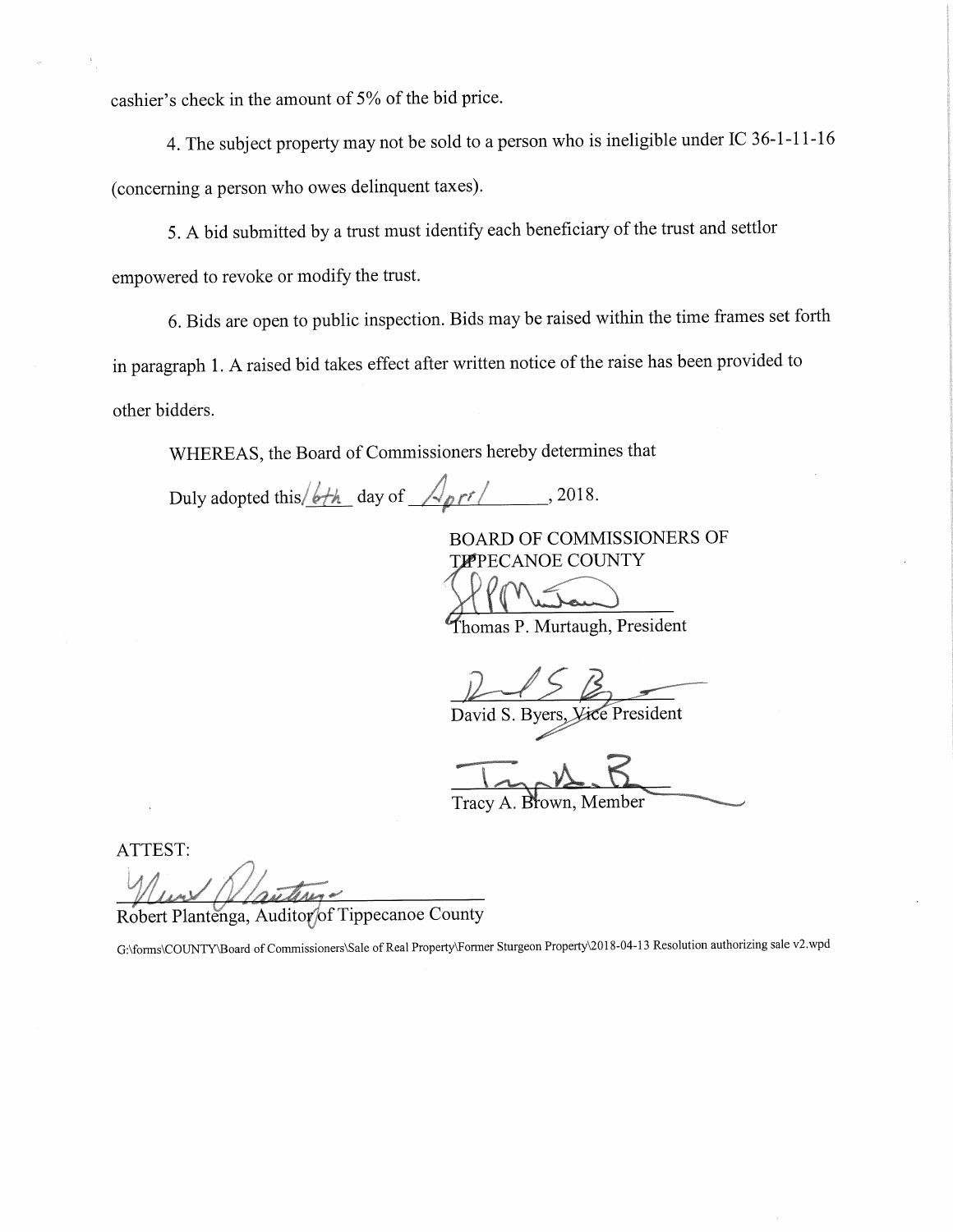cashier's check in the amount of 5% of the bid price.

4. The subject property may not be sold to a person who is ineligible under IC 36-1-11-16 (concerning a person who owes delinquent taxes).

5. A bid submitted by a trust must identify each beneficiary of the trust and settlor empowered to revoke or modify the trust.

6. Bids are open to public inspection. Bids may be raised within the time frames set forth in paragraph 1. A raised bid takes effect after written notice of the raise has been provided to other bidders.

WHEREAS, the Board of Commissioners hereby determines that

Duly adopted this 6th day of April, 2018.

BOARD OF COMMISSIONERS OF TIPPECANOE COUNTY

Thomas P. Murtaugh, President

David S. Byers, Vice President

Tracy A. Brown, Member

ATTEST:

Robert Plantenga, Auditor of Tippecanoe County

G:\forms\COUNTY\Board of Commissioners\Sale of Real Property\Former Sturgeon Property\2018-04-13 Resolution authorizing sale v2.wpd